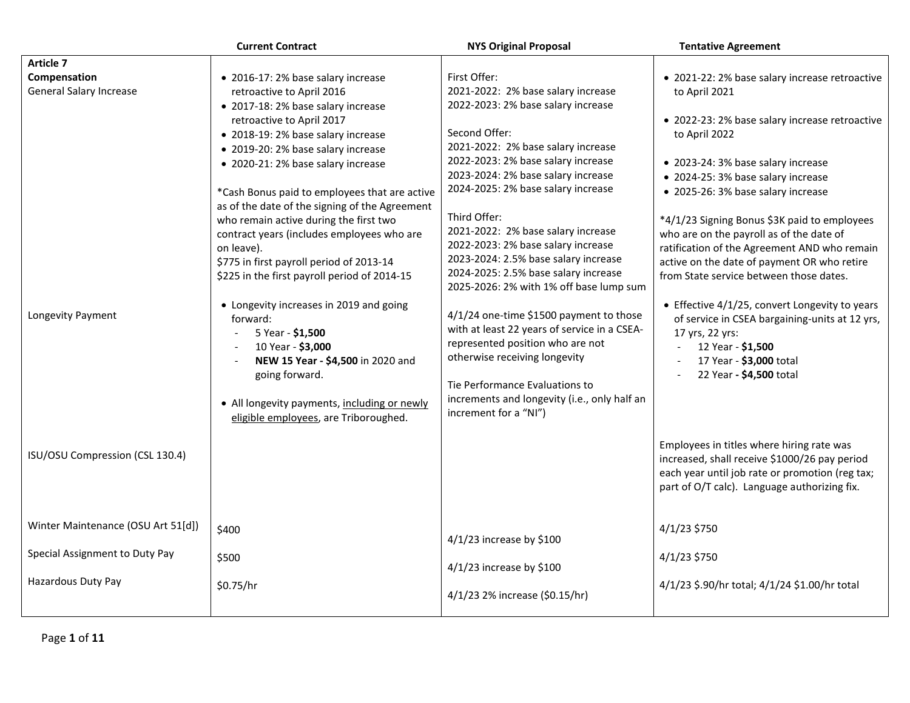| | Current Contract | NYS Original Proposal | Tentative Agreement |
|---|---|---|---|
| **Article 7**<br>**Compensation**<br>General Salary Increase | • 2016-17: 2% base salary increase retroactive to April 2016<br>• 2017-18: 2% base salary increase retroactive to April 2017<br>• 2018-19: 2% base salary increase<br>• 2019-20: 2% base salary increase<br>• 2020-21: 2% base salary increase<br><br>*Cash Bonus paid to employees that are active as of the date of the signing of the Agreement who remain active during the first two contract years (includes employees who are on leave).<br>$775 in first payroll period of 2013-14<br>$225 in the first payroll period of 2014-15 | First Offer:<br>2021-2022: 2% base salary increase<br>2022-2023: 2% base salary increase<br><br>Second Offer:<br>2021-2022: 2% base salary increase<br>2022-2023: 2% base salary increase<br>2023-2024: 2% base salary increase<br>2024-2025: 2% base salary increase<br><br>Third Offer:<br>2021-2022: 2% base salary increase<br>2022-2023: 2% base salary increase<br>2023-2024: 2.5% base salary increase<br>2024-2025: 2.5% base salary increase<br>2025-2026: 2% with 1% off base lump sum | • 2021-22: 2% base salary increase retroactive to April 2021<br><br>• 2022-23: 2% base salary increase retroactive to April 2022<br><br>• 2023-24: 3% base salary increase<br>• 2024-25: 3% base salary increase<br>• 2025-26: 3% base salary increase<br><br>*4/1/23 Signing Bonus $3K paid to employees who are on the payroll as of the date of ratification of the Agreement AND who remain active on the date of payment OR who retire from State service between those dates. |
| Longevity Payment | • Longevity increases in 2019 and going forward:<br>- 5 Year - **$1,500**<br>- 10 Year - **$3,000**<br>- **NEW 15 Year - $4,500** in 2020 and going forward.<br><br>• All longevity payments, <u>including or newly eligible employees</u>, are Triboroughed. | 4/1/24 one-time $1500 payment to those with at least 22 years of service in a CSEA-represented position who are not otherwise receiving longevity<br><br>Tie Performance Evaluations to increments and longevity (i.e., only half an increment for a "NI") | • Effective 4/1/25, convert Longevity to years of service in CSEA bargaining-units at 12 yrs, 17 yrs, 22 yrs:<br>- 12 Year - **$1,500**<br>- 17 Year - **$3,000** total<br>- 22 Year **- $4,500** total |
| ISU/OSU Compression (CSL 130.4) | | | Employees in titles where hiring rate was increased, shall receive $1000/26 pay period each year until job rate or promotion (reg tax; part of O/T calc). Language authorizing fix. |
| Winter Maintenance (OSU Art 51[d]) | $400 | 4/1/23 increase by $100 | 4/1/23 $750 |
| Special Assignment to Duty Pay | $500 | 4/1/23 increase by $100 | 4/1/23 $750 |
| Hazardous Duty Pay | $0.75/hr | 4/1/23 2% increase ($0.15/hr) | 4/1/23 $.90/hr total; 4/1/24 $1.00/hr total |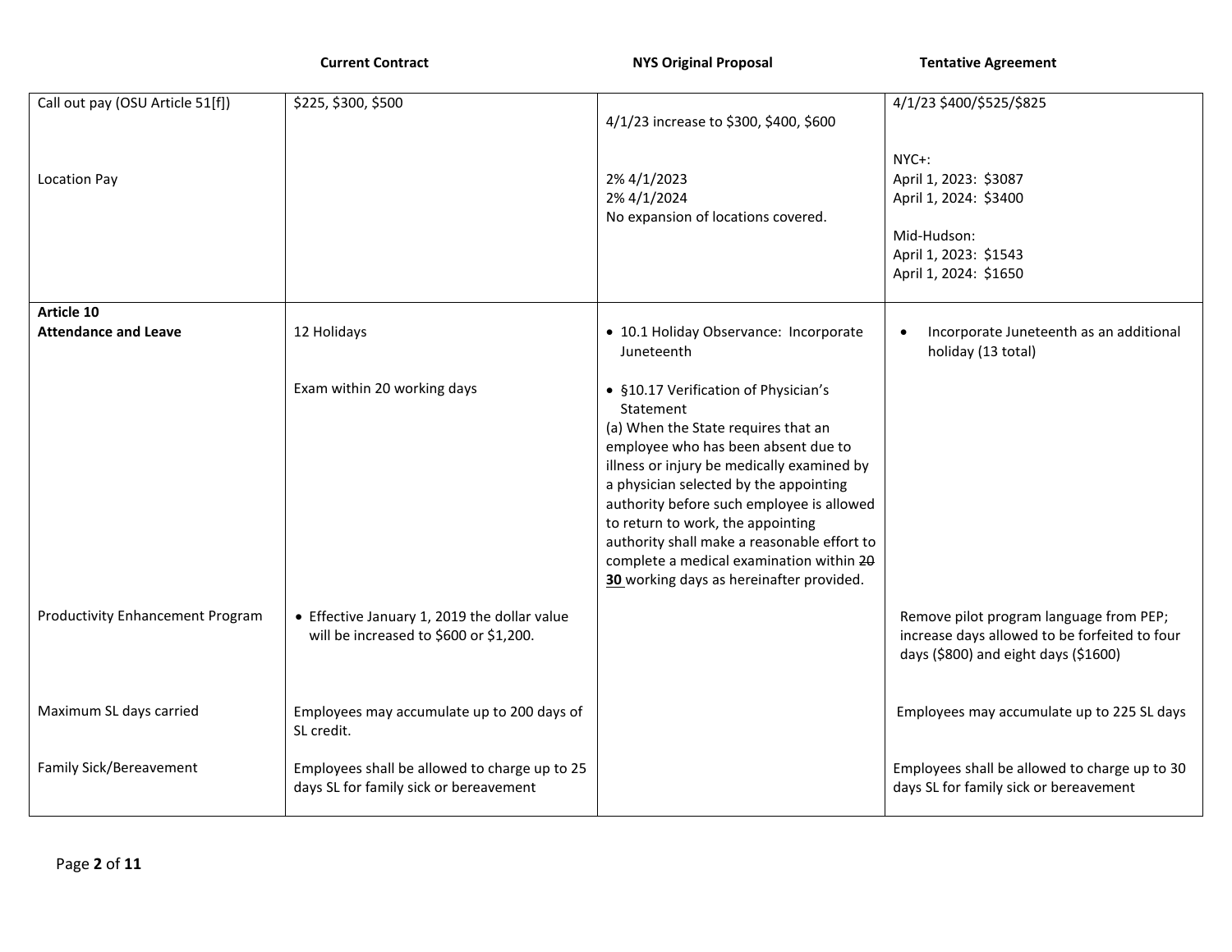| | Current Contract | NYS Original Proposal | Tentative Agreement |
|---|---|---|---|
| Call out pay (OSU Article 51[f]) | $225, $300, $500 | 4/1/23 increase to $300, $400, $600 | 4/1/23 $400/$525/$825 |
| Location Pay | | 2% 4/1/2023<br>2% 4/1/2024<br>No expansion of locations covered. | NYC+:<br>April 1, 2023: $3087<br>April 1, 2024: $3400<br><br>Mid-Hudson:<br>April 1, 2023: $1543<br>April 1, 2024: $1650 |
| **Article 10**<br>**Attendance and Leave** | 12 Holidays | • 10.1 Holiday Observance: Incorporate Juneteenth | • Incorporate Juneteenth as an additional holiday (13 total) |
| | Exam within 20 working days | • §10.17 Verification of Physician's Statement<br>(a) When the State requires that an employee who has been absent due to illness or injury be medically examined by a physician selected by the appointing authority before such employee is allowed to return to work, the appointing authority shall make a reasonable effort to complete a medical examination within ~~20~~ <u>**30**</u> working days as hereinafter provided. | |
| Productivity Enhancement Program | • Effective January 1, 2019 the dollar value will be increased to $600 or $1,200. | | Remove pilot program language from PEP; increase days allowed to be forfeited to four days ($800) and eight days ($1600) |
| Maximum SL days carried | Employees may accumulate up to 200 days of SL credit. | | Employees may accumulate up to 225 SL days |
| Family Sick/Bereavement | Employees shall be allowed to charge up to 25 days SL for family sick or bereavement | | Employees shall be allowed to charge up to 30 days SL for family sick or bereavement |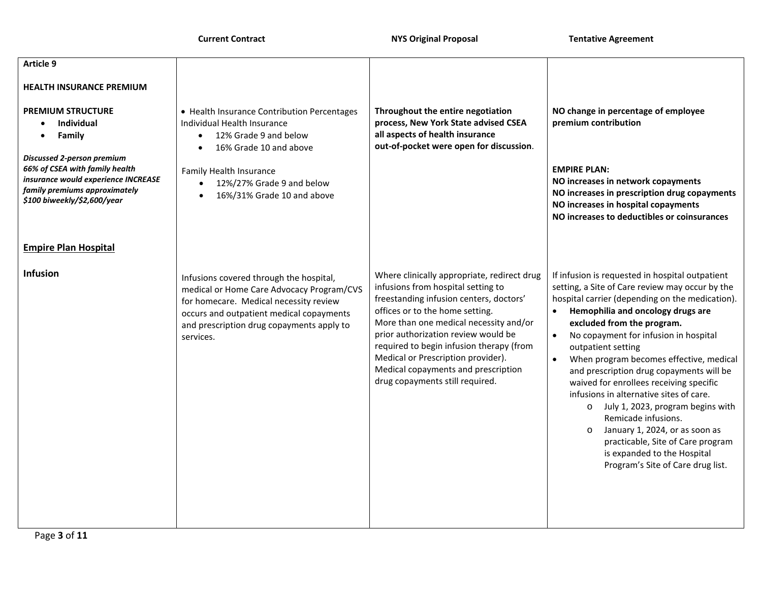| | Current Contract | NYS Original Proposal | Tentative Agreement |
|---|---|---|---|
| **Article 9**<br><br>**HEALTH INSURANCE PREMIUM** | | | |
| **PREMIUM STRUCTURE**<br>• **Individual**<br>• **Family**<br><br>***Discussed 2-person premium***<br>***66% of CSEA with family health insurance would experience INCREASE family premiums approximately $100 biweekly/$2,600/year*** | • Health Insurance Contribution Percentages Individual Health Insurance<br>• 12% Grade 9 and below<br>• 16% Grade 10 and above<br><br>Family Health Insurance<br>• 12%/27% Grade 9 and below<br>• 16%/31% Grade 10 and above | **Throughout the entire negotiation process, New York State advised CSEA all aspects of health insurance out-of-pocket were open for discussion**. | **NO change in percentage of employee premium contribution**<br><br>**EMPIRE PLAN:**<br>**NO increases in network copayments**<br>**NO increases in prescription drug copayments**<br>**NO increases in hospital copayments**<br>**NO increases to deductibles or coinsurances** |
| **Empire Plan Hospital** | | | |
| **Infusion** | Infusions covered through the hospital, medical or Home Care Advocacy Program/CVS for homecare. Medical necessity review occurs and outpatient medical copayments and prescription drug copayments apply to services. | Where clinically appropriate, redirect drug infusions from hospital setting to freestanding infusion centers, doctors' offices or to the home setting.<br>More than one medical necessity and/or prior authorization review would be required to begin infusion therapy (from Medical or Prescription provider).<br>Medical copayments and prescription drug copayments still required. | If infusion is requested in hospital outpatient setting, a Site of Care review may occur by the hospital carrier (depending on the medication).<br>• **Hemophilia and oncology drugs are excluded from the program.**<br>• No copayment for infusion in hospital outpatient setting<br>• When program becomes effective, medical and prescription drug copayments will be waived for enrollees receiving specific infusions in alternative sites of care.<br>  o July 1, 2023, program begins with Remicade infusions.<br>  o January 1, 2024, or as soon as practicable, Site of Care program is expanded to the Hospital Program's Site of Care drug list. |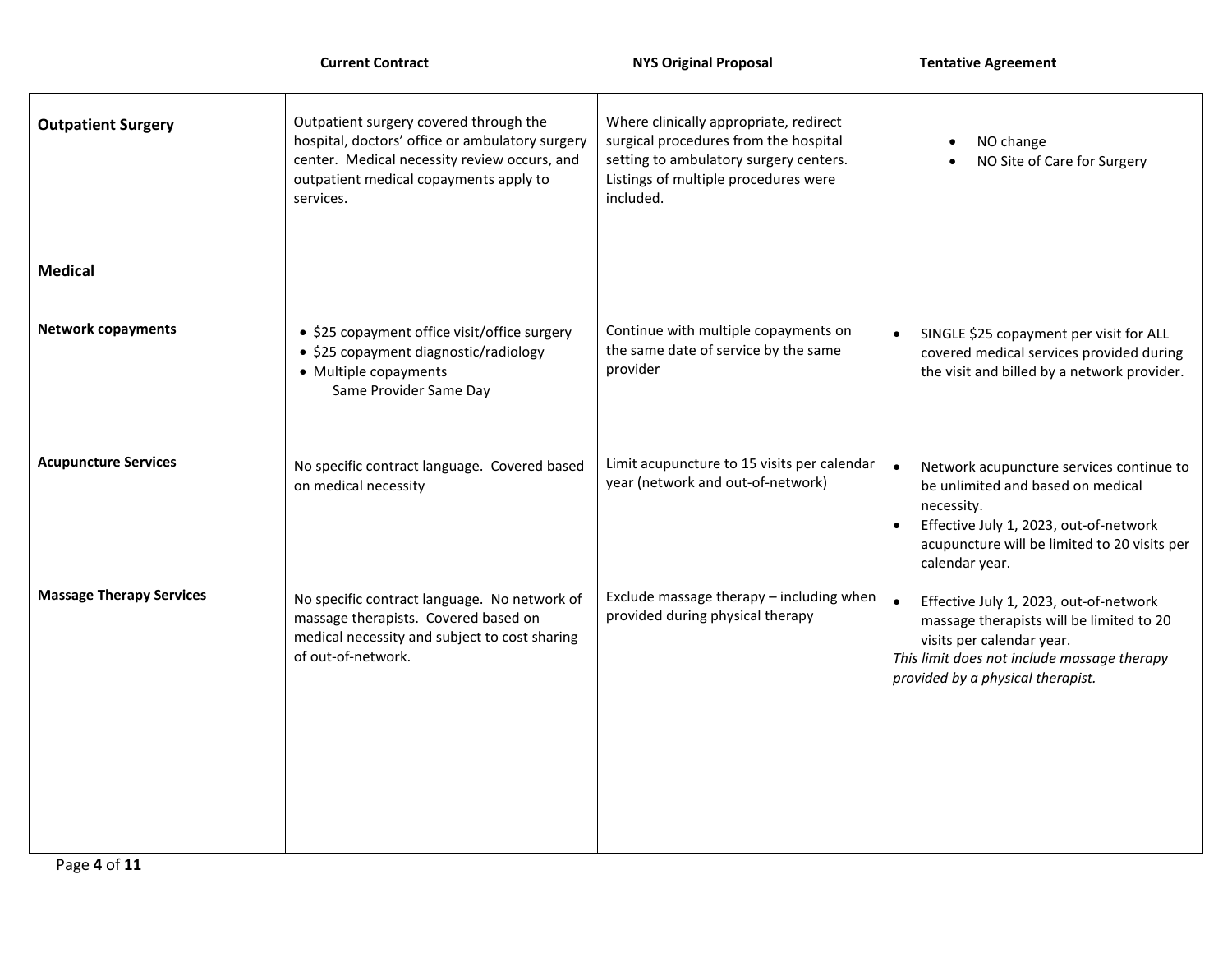| | Current Contract | NYS Original Proposal | Tentative Agreement |
|---|---|---|---|
| **Outpatient Surgery** | Outpatient surgery covered through the hospital, doctors' office or ambulatory surgery center. Medical necessity review occurs, and outpatient medical copayments apply to services. | Where clinically appropriate, redirect surgical procedures from the hospital setting to ambulatory surgery centers. Listings of multiple procedures were included. | • NO change<br>• NO Site of Care for Surgery |
| **<u>Medical</u>** | | | |
| **Network copayments** | • $25 copayment office visit/office surgery<br>• $25 copayment diagnostic/radiology<br>• Multiple copayments Same Provider Same Day | Continue with multiple copayments on the same date of service by the same provider | • SINGLE $25 copayment per visit for ALL covered medical services provided during the visit and billed by a network provider. |
| **Acupuncture Services** | No specific contract language. Covered based on medical necessity | Limit acupuncture to 15 visits per calendar year (network and out-of-network) | • Network acupuncture services continue to be unlimited and based on medical necessity.<br>• Effective July 1, 2023, out-of-network acupuncture will be limited to 20 visits per calendar year. |
| **Massage Therapy Services** | No specific contract language. No network of massage therapists. Covered based on medical necessity and subject to cost sharing of out-of-network. | Exclude massage therapy – including when provided during physical therapy | • Effective July 1, 2023, out-of-network massage therapists will be limited to 20 visits per calendar year.<br>*This limit does not include massage therapy provided by a physical therapist.* |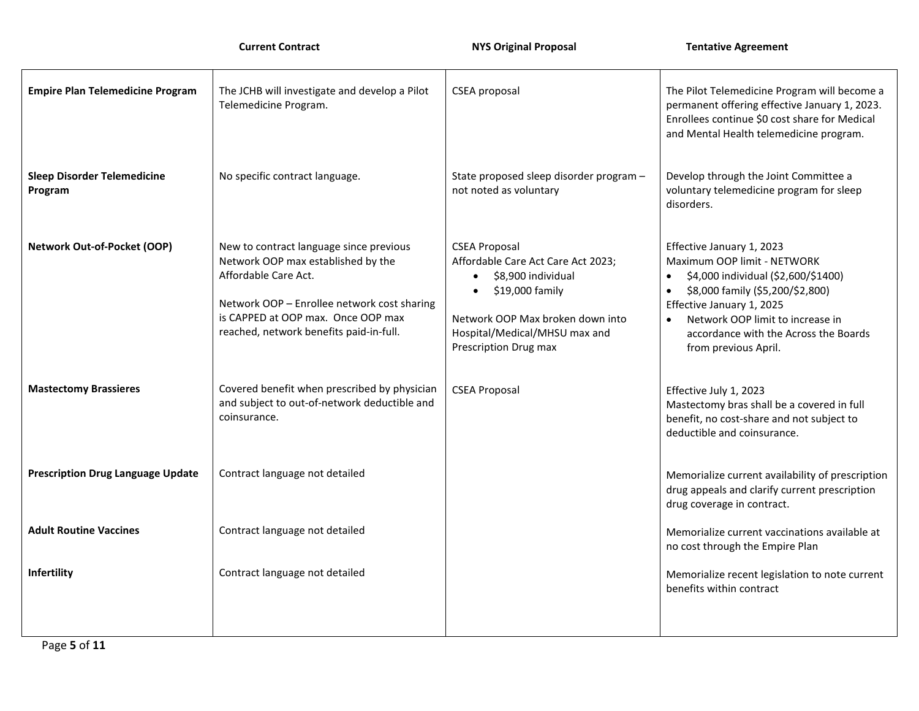| | Current Contract | NYS Original Proposal | Tentative Agreement |
|---|---|---|---|
| **Empire Plan Telemedicine Program** | The JCHB will investigate and develop a Pilot Telemedicine Program. | CSEA proposal | The Pilot Telemedicine Program will become a permanent offering effective January 1, 2023. Enrollees continue $0 cost share for Medical and Mental Health telemedicine program. |
| **Sleep Disorder Telemedicine Program** | No specific contract language. | State proposed sleep disorder program – not noted as voluntary | Develop through the Joint Committee a voluntary telemedicine program for sleep disorders. |
| **Network Out-of-Pocket (OOP)** | New to contract language since previous Network OOP max established by the Affordable Care Act.<br><br>Network OOP – Enrollee network cost sharing is CAPPED at OOP max. Once OOP max reached, network benefits paid-in-full. | CSEA Proposal<br>Affordable Care Act Care Act 2023;<br>• $8,900 individual<br>• $19,000 family<br><br>Network OOP Max broken down into Hospital/Medical/MHSU max and Prescription Drug max | Effective January 1, 2023<br>Maximum OOP limit - NETWORK<br>• $4,000 individual ($2,600/$1400)<br>• $8,000 family ($5,200/$2,800)<br>Effective January 1, 2025<br>• Network OOP limit to increase in accordance with the Across the Boards from previous April. |
| **Mastectomy Brassieres** | Covered benefit when prescribed by physician and subject to out-of-network deductible and coinsurance. | CSEA Proposal | Effective July 1, 2023<br>Mastectomy bras shall be a covered in full benefit, no cost-share and not subject to deductible and coinsurance. |
| **Prescription Drug Language Update** | Contract language not detailed | | Memorialize current availability of prescription drug appeals and clarify current prescription drug coverage in contract. |
| **Adult Routine Vaccines** | Contract language not detailed | | Memorialize current vaccinations available at no cost through the Empire Plan |
| **Infertility** | Contract language not detailed | | Memorialize recent legislation to note current benefits within contract |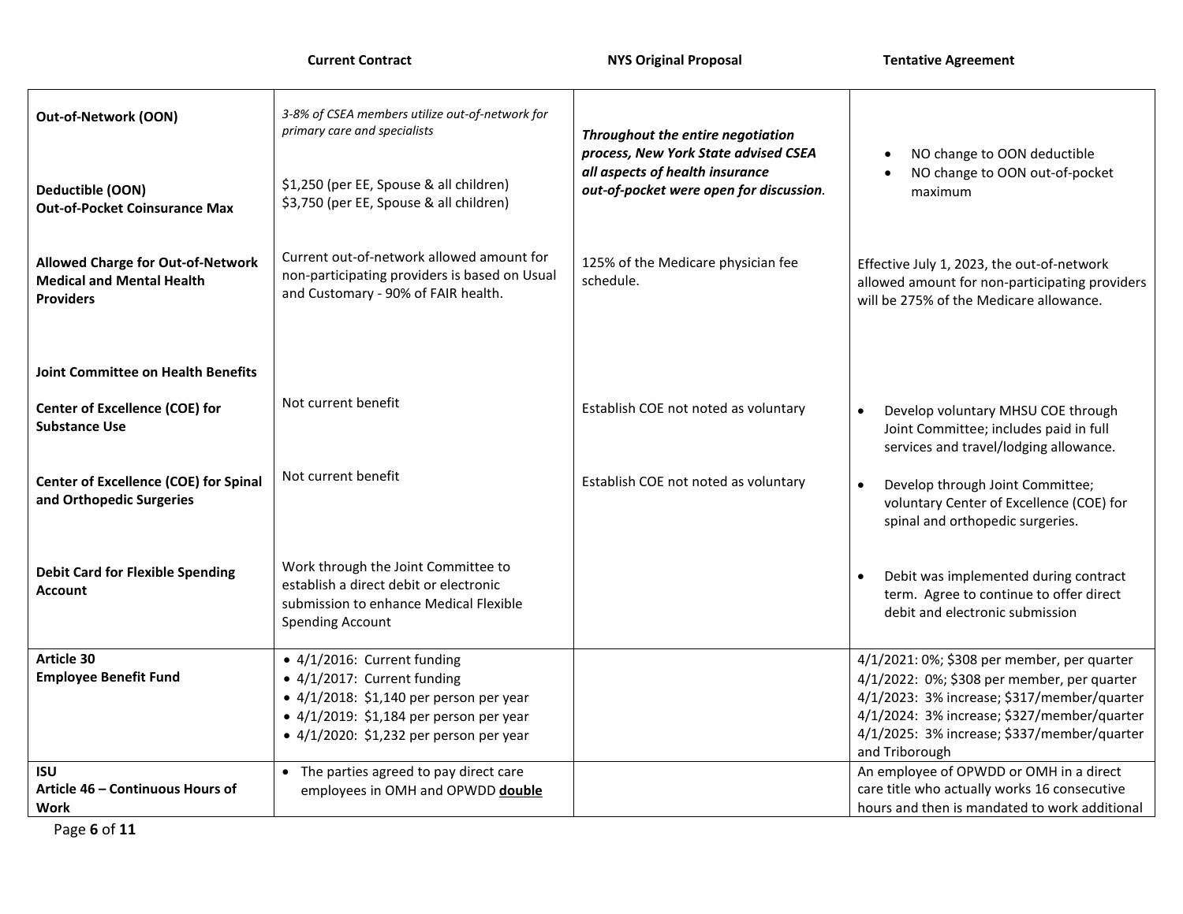| | Current Contract | NYS Original Proposal | Tentative Agreement |
|---|---|---|---|
| **Out-of-Network (OON)**<br><br>**Deductible (OON)**<br>**Out-of-Pocket Coinsurance Max** | *3-8% of CSEA members utilize out-of-network for primary care and specialists*<br><br>$1,250 (per EE, Spouse & all children)<br>$3,750 (per EE, Spouse & all children) | ***Throughout the entire negotiation process, New York State advised CSEA all aspects of health insurance out-of-pocket were open for discussion.*** | • NO change to OON deductible<br>• NO change to OON out-of-pocket maximum |
| **Allowed Charge for Out-of-Network Medical and Mental Health Providers** | Current out-of-network allowed amount for non-participating providers is based on Usual and Customary - 90% of FAIR health. | 125% of the Medicare physician fee schedule. | Effective July 1, 2023, the out-of-network allowed amount for non-participating providers will be 275% of the Medicare allowance. |
| **Joint Committee on Health Benefits** | | | |
| **Center of Excellence (COE) for Substance Use** | Not current benefit | Establish COE not noted as voluntary | • Develop voluntary MHSU COE through Joint Committee; includes paid in full services and travel/lodging allowance. |
| **Center of Excellence (COE) for Spinal and Orthopedic Surgeries** | Not current benefit | Establish COE not noted as voluntary | • Develop through Joint Committee; voluntary Center of Excellence (COE) for spinal and orthopedic surgeries. |
| **Debit Card for Flexible Spending Account** | Work through the Joint Committee to establish a direct debit or electronic submission to enhance Medical Flexible Spending Account | | • Debit was implemented during contract term. Agree to continue to offer direct debit and electronic submission |
| **Article 30**<br>**Employee Benefit Fund** | • 4/1/2016: Current funding<br>• 4/1/2017: Current funding<br>• 4/1/2018: $1,140 per person per year<br>• 4/1/2019: $1,184 per person per year<br>• 4/1/2020: $1,232 per person per year | | 4/1/2021: 0%; $308 per member, per quarter<br>4/1/2022: 0%; $308 per member, per quarter<br>4/1/2023: 3% increase; $317/member/quarter<br>4/1/2024: 3% increase; $327/member/quarter<br>4/1/2025: 3% increase; $337/member/quarter and Triborough |
| **ISU**<br>**Article 46 – Continuous Hours of Work** | • The parties agreed to pay direct care employees in OMH and OPWDD **double** | | An employee of OPWDD or OMH in a direct care title who actually works 16 consecutive hours and then is mandated to work additional |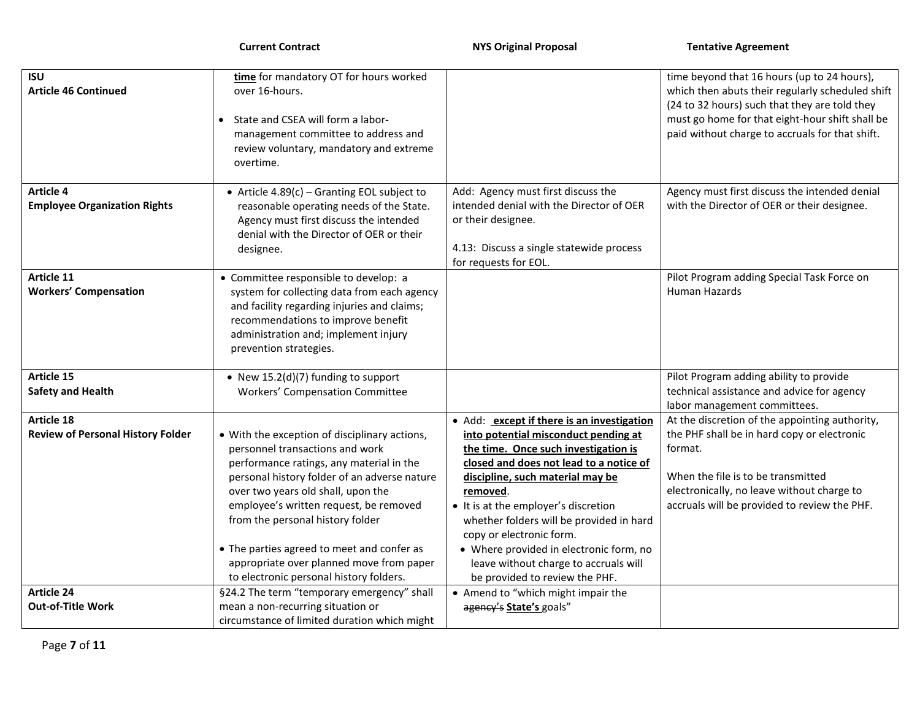| | Current Contract | NYS Original Proposal | Tentative Agreement |
|---|---|---|---|
| **ISU**<br>**Article 46 Continued** | **<u>time</u>** for mandatory OT for hours worked over 16-hours.<br><br>• State and CSEA will form a labor-management committee to address and review voluntary, mandatory and extreme overtime. | | time beyond that 16 hours (up to 24 hours), which then abuts their regularly scheduled shift (24 to 32 hours) such that they are told they must go home for that eight-hour shift shall be paid without charge to accruals for that shift. |
| **Article 4**<br>**Employee Organization Rights** | • Article 4.89(c) – Granting EOL subject to reasonable operating needs of the State. Agency must first discuss the intended denial with the Director of OER or their designee. | Add: Agency must first discuss the intended denial with the Director of OER or their designee.<br><br>4.13: Discuss a single statewide process for requests for EOL. | Agency must first discuss the intended denial with the Director of OER or their designee. |
| **Article 11**<br>**Workers' Compensation** | • Committee responsible to develop: a system for collecting data from each agency and facility regarding injuries and claims; recommendations to improve benefit administration and; implement injury prevention strategies. | | Pilot Program adding Special Task Force on Human Hazards |
| **Article 15**<br>**Safety and Health** | • New 15.2(d)(7) funding to support Workers' Compensation Committee | | Pilot Program adding ability to provide technical assistance and advice for agency labor management committees. |
| **Article 18**<br>**Review of Personal History Folder** | • With the exception of disciplinary actions, personnel transactions and work performance ratings, any material in the personal history folder of an adverse nature over two years old shall, upon the employee's written request, be removed from the personal history folder<br><br>• The parties agreed to meet and confer as appropriate over planned move from paper to electronic personal history folders. | • Add: **<u>except if there is an investigation into potential misconduct pending at the time. Once such investigation is closed and does not lead to a notice of discipline, such material may be removed</u>**.<br>• It is at the employer's discretion whether folders will be provided in hard copy or electronic form.<br>  • Where provided in electronic form, no leave without charge to accruals will be provided to review the PHF. | At the discretion of the appointing authority, the PHF shall be in hard copy or electronic format.<br><br>When the file is to be transmitted electronically, no leave without charge to accruals will be provided to review the PHF. |
| **Article 24**<br>**Out-of-Title Work** | §24.2 The term "temporary emergency" shall mean a non-recurring situation or circumstance of limited duration which might | • Amend to "which might impair the ~~agency's~~ **<u>State's</u>** goals" | |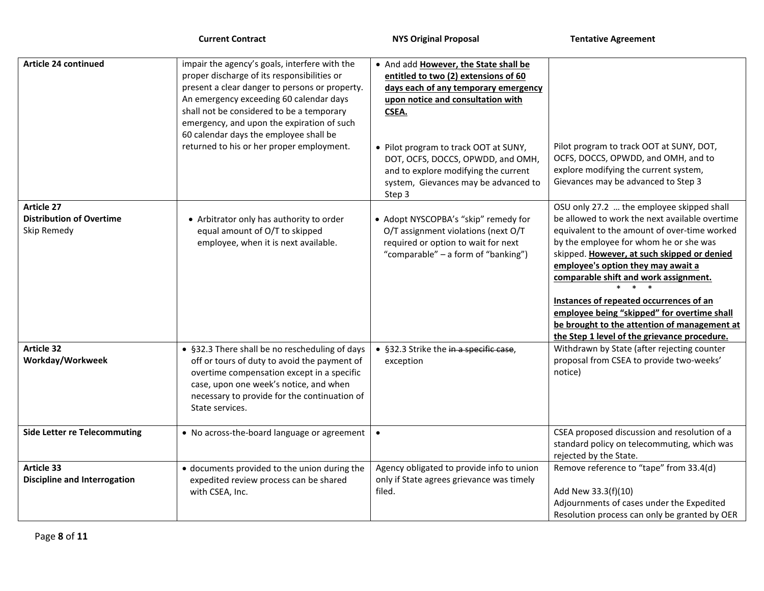| | Current Contract | NYS Original Proposal | Tentative Agreement |
|---|---|---|---|
| **Article 24 continued** | impair the agency's goals, interfere with the proper discharge of its responsibilities or present a clear danger to persons or property. An emergency exceeding 60 calendar days shall not be considered to be a temporary emergency, and upon the expiration of such 60 calendar days the employee shall be returned to his or her proper employment. | • And add **<u>However, the State shall be entitled to two (2) extensions of 60 days each of any temporary emergency upon notice and consultation with CSEA.</u>**<br><br>• Pilot program to track OOT at SUNY, DOT, OCFS, DOCCS, OPWDD, and OMH, and to explore modifying the current system, Gievances may be advanced to Step 3 | Pilot program to track OOT at SUNY, DOT, OCFS, DOCCS, OPWDD, and OMH, and to explore modifying the current system, Gievances may be advanced to Step 3 |
| **Article 27**<br>**Distribution of Overtime**<br>Skip Remedy | • Arbitrator only has authority to order equal amount of O/T to skipped employee, when it is next available. | • Adopt NYSCOPBA's "skip" remedy for O/T assignment violations (next O/T required or option to wait for next "comparable" – a form of "banking") | OSU only 27.2 … the employee skipped shall be allowed to work the next available overtime equivalent to the amount of over-time worked by the employee for whom he or she was skipped. **<u>However, at such skipped or denied employee's option they may await a comparable shift and work assignment.</u>**<br>* * *<br>**<u>Instances of repeated occurrences of an employee being "skipped" for overtime shall be brought to the attention of management at the Step 1 level of the grievance procedure.</u>** |
| **Article 32**<br>**Workday/Workweek** | • §32.3 There shall be no rescheduling of days off or tours of duty to avoid the payment of overtime compensation except in a specific case, upon one week's notice, and when necessary to provide for the continuation of State services. | • §32.3 Strike the ~~in a specific case~~, exception | Withdrawn by State (after rejecting counter proposal from CSEA to provide two-weeks' notice) |
| **Side Letter re Telecommuting** | • No across-the-board language or agreement | • | CSEA proposed discussion and resolution of a standard policy on telecommuting, which was rejected by the State. |
| **Article 33**<br>**Discipline and Interrogation** | • documents provided to the union during the expedited review process can be shared with CSEA, Inc. | Agency obligated to provide info to union only if State agrees grievance was timely filed. | Remove reference to "tape" from 33.4(d)<br><br>Add New 33.3(f)(10)<br>Adjournments of cases under the Expedited Resolution process can only be granted by OER |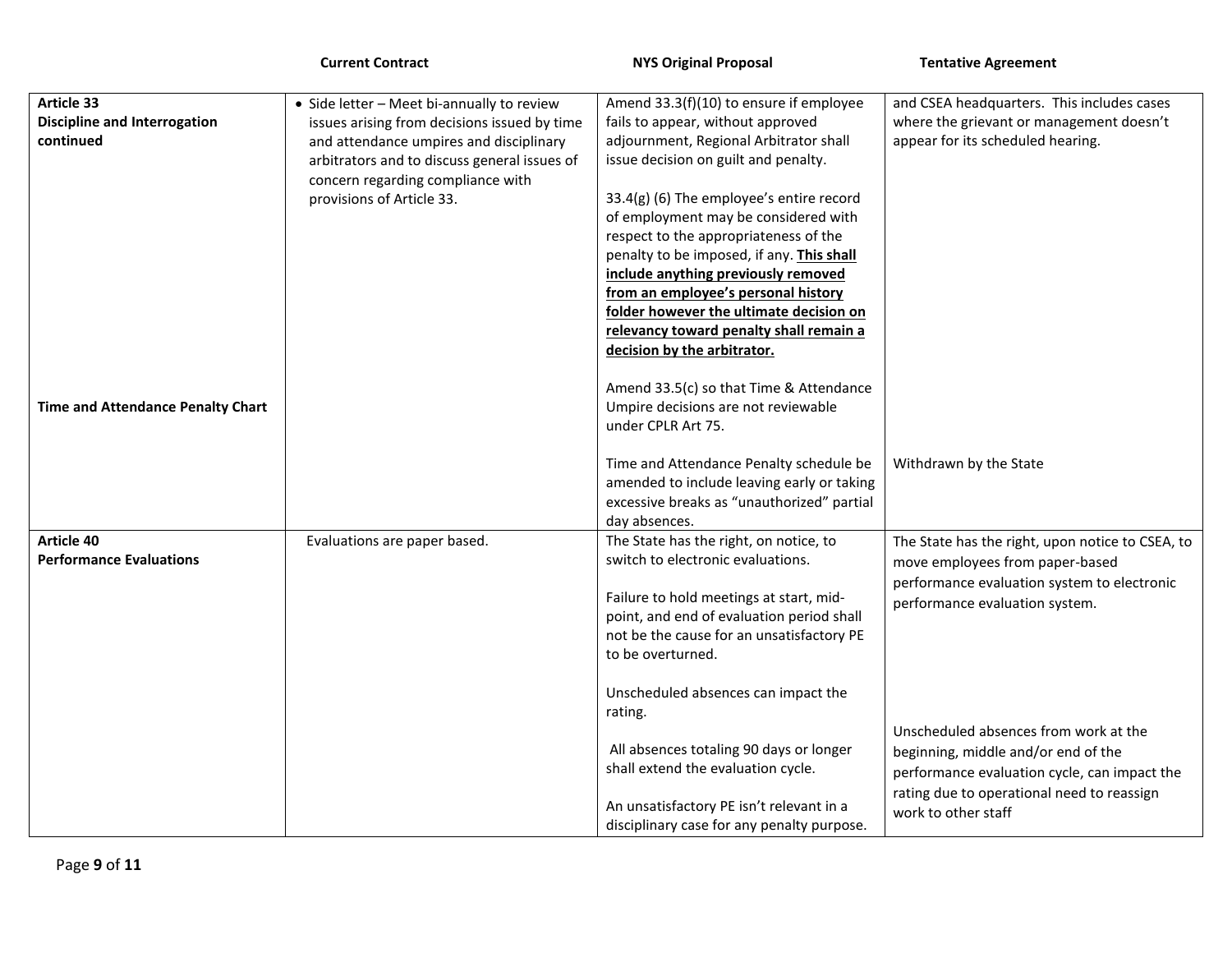| | Current Contract | NYS Original Proposal | Tentative Agreement |
|---|---|---|---|
| **Article 33**<br>**Discipline and Interrogation continued** | • Side letter – Meet bi-annually to review issues arising from decisions issued by time and attendance umpires and disciplinary arbitrators and to discuss general issues of concern regarding compliance with provisions of Article 33. | Amend 33.3(f)(10) to ensure if employee fails to appear, without approved adjournment, Regional Arbitrator shall issue decision on guilt and penalty.<br><br>33.4(g) (6) The employee's entire record of employment may be considered with respect to the appropriateness of the penalty to be imposed, if any. **<u>This shall include anything previously removed from an employee's personal history folder however the ultimate decision on relevancy toward penalty shall remain a decision by the arbitrator.</u>**<br><br>Amend 33.5(c) so that Time & Attendance Umpire decisions are not reviewable under CPLR Art 75. | and CSEA headquarters. This includes cases where the grievant or management doesn't appear for its scheduled hearing. |
| **Time and Attendance Penalty Chart** | | Time and Attendance Penalty schedule be amended to include leaving early or taking excessive breaks as "unauthorized" partial day absences. | Withdrawn by the State |
| **Article 40**<br>**Performance Evaluations** | Evaluations are paper based. | The State has the right, on notice, to switch to electronic evaluations.<br><br>Failure to hold meetings at start, mid-point, and end of evaluation period shall not be the cause for an unsatisfactory PE to be overturned.<br><br>Unscheduled absences can impact the rating.<br><br>All absences totaling 90 days or longer shall extend the evaluation cycle.<br><br>An unsatisfactory PE isn't relevant in a disciplinary case for any penalty purpose. | The State has the right, upon notice to CSEA, to move employees from paper-based performance evaluation system to electronic performance evaluation system.<br><br>Unscheduled absences from work at the beginning, middle and/or end of the performance evaluation cycle, can impact the rating due to operational need to reassign work to other staff |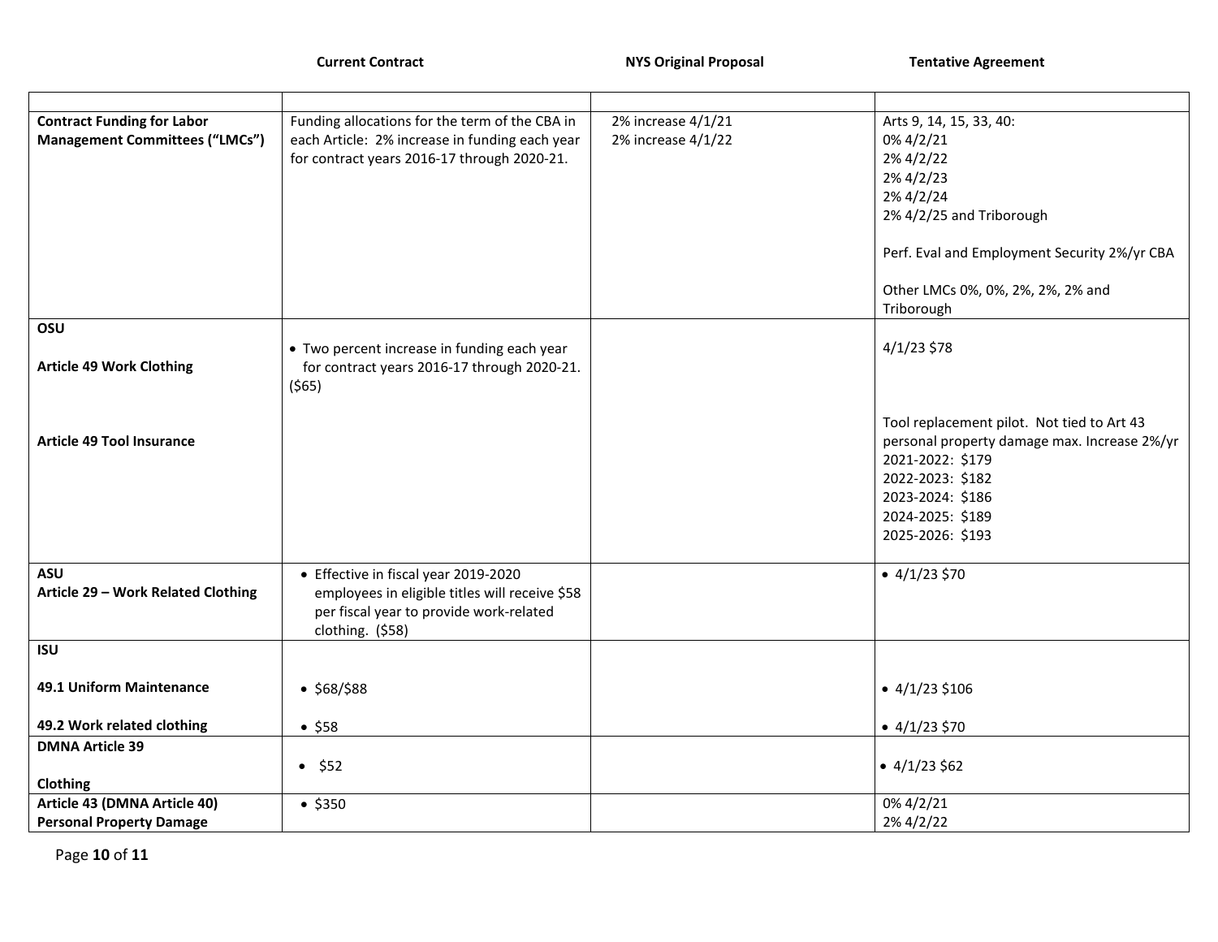| | Current Contract | NYS Original Proposal | Tentative Agreement |
|---|---|---|---|
| | | | |
| **Contract Funding for Labor Management Committees ("LMCs")** | Funding allocations for the term of the CBA in each Article: 2% increase in funding each year for contract years 2016-17 through 2020-21. | 2% increase 4/1/21<br>2% increase 4/1/22 | Arts 9, 14, 15, 33, 40:<br>0% 4/2/21<br>2% 4/2/22<br>2% 4/2/23<br>2% 4/2/24<br>2% 4/2/25 and Triborough<br><br>Perf. Eval and Employment Security 2%/yr CBA<br><br>Other LMCs 0%, 0%, 2%, 2%, 2% and Triborough |
| **OSU**<br><br>**Article 49 Work Clothing**<br><br><br>**Article 49 Tool Insurance** | • Two percent increase in funding each year for contract years 2016-17 through 2020-21. ($65) | | 4/1/23 $78<br><br><br>Tool replacement pilot. Not tied to Art 43 personal property damage max. Increase 2%/yr<br>2021-2022: $179<br>2022-2023: $182<br>2023-2024: $186<br>2024-2025: $189<br>2025-2026: $193 |
| **ASU**<br>**Article 29 – Work Related Clothing** | • Effective in fiscal year 2019-2020 employees in eligible titles will receive $58 per fiscal year to provide work-related clothing. ($58) | | • 4/1/23 $70 |
| **ISU**<br><br>**49.1 Uniform Maintenance**<br><br>**49.2 Work related clothing** | <br><br>• $68/$88<br><br>• $58 | | <br><br>• 4/1/23 $106<br><br>• 4/1/23 $70 |
| **DMNA Article 39**<br><br>**Clothing** | • $52 | | • 4/1/23 $62 |
| **Article 43 (DMNA Article 40)**<br>**Personal Property Damage** | • $350 | | 0% 4/2/21<br>2% 4/2/22 |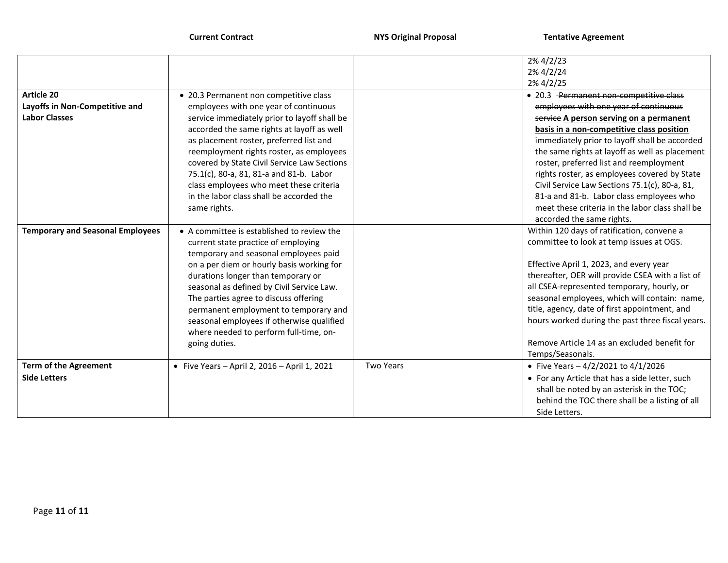| | Current Contract | NYS Original Proposal | Tentative Agreement |
|---|---|---|---|
| | | | 2% 4/2/23<br>2% 4/2/24<br>2% 4/2/25 |
| **Article 20**<br>**Layoffs in Non-Competitive and Labor Classes** | • 20.3 Permanent non competitive class employees with one year of continuous service immediately prior to layoff shall be accorded the same rights at layoff as well as placement roster, preferred list and reemployment rights roster, as employees covered by State Civil Service Law Sections 75.1(c), 80-a, 81, 81-a and 81-b. Labor class employees who meet these criteria in the labor class shall be accorded the same rights. | | • 20.3 ~~Permanent non-competitive class employees with one year of continuous service~~ **<u>A person serving on a permanent basis in a non-competitive class position</u>** immediately prior to layoff shall be accorded the same rights at layoff as well as placement roster, preferred list and reemployment rights roster, as employees covered by State Civil Service Law Sections 75.1(c), 80-a, 81, 81-a and 81-b. Labor class employees who meet these criteria in the labor class shall be accorded the same rights. |
| **Temporary and Seasonal Employees** | • A committee is established to review the current state practice of employing temporary and seasonal employees paid on a per diem or hourly basis working for durations longer than temporary or seasonal as defined by Civil Service Law. The parties agree to discuss offering permanent employment to temporary and seasonal employees if otherwise qualified where needed to perform full-time, on-going duties. | | Within 120 days of ratification, convene a committee to look at temp issues at OGS.<br><br>Effective April 1, 2023, and every year thereafter, OER will provide CSEA with a list of all CSEA-represented temporary, hourly, or seasonal employees, which will contain: name, title, agency, date of first appointment, and hours worked during the past three fiscal years.<br><br>Remove Article 14 as an excluded benefit for Temps/Seasonals. |
| **Term of the Agreement** | • Five Years – April 2, 2016 – April 1, 2021 | Two Years | • Five Years – 4/2/2021 to 4/1/2026 |
| **Side Letters** | | | • For any Article that has a side letter, such shall be noted by an asterisk in the TOC; behind the TOC there shall be a listing of all Side Letters. |